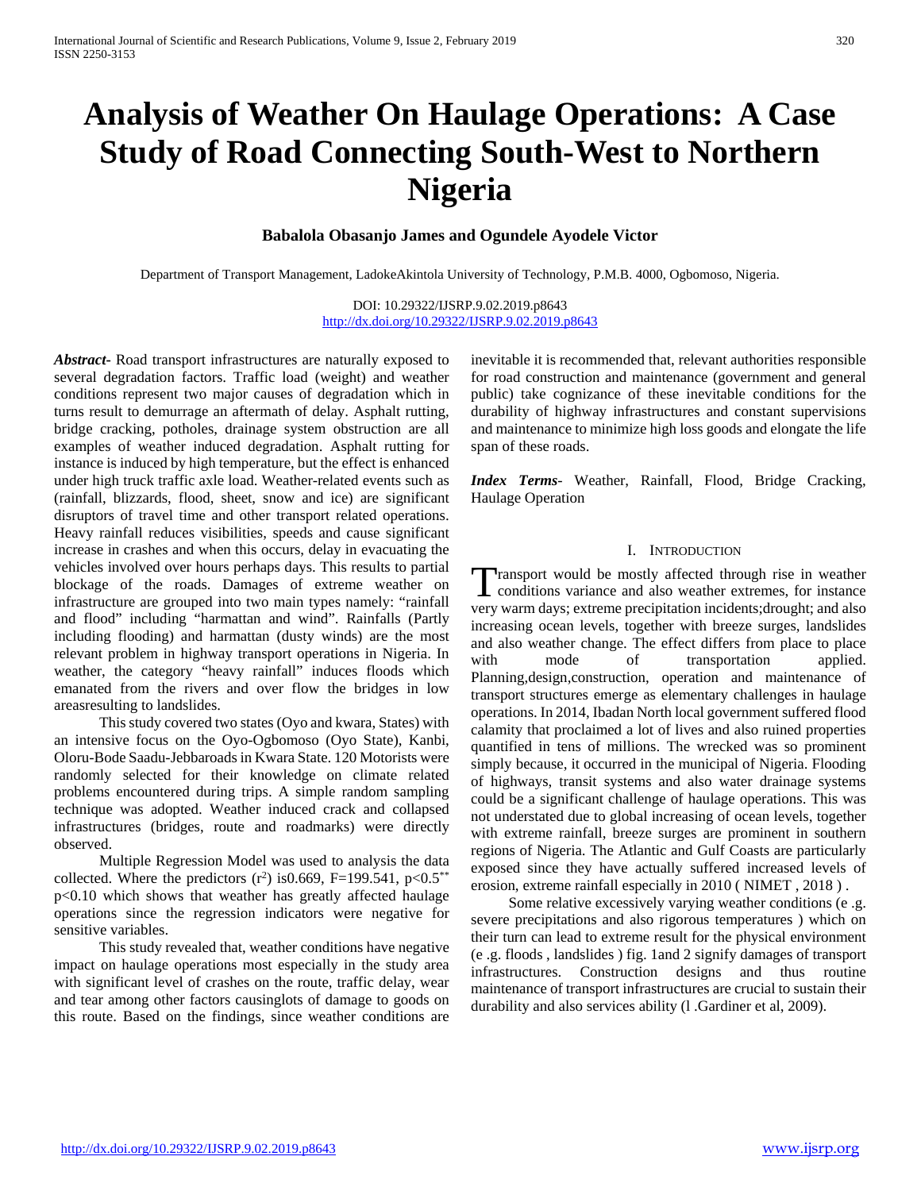# Analysis of Weather On Haulage Operations: A Case Study of Road Connecting South-West to Northern Nigeria

**Babalola Obasanjo James and Ogundele Ayodele Victor**

Department of Transport Management, LadokeAkintola University of Technology, P.M.B. 4000, Ogbomoso, Nigeria.

DOI: 10.29322/IJSRP.9.02.2019.p8643
http://dx.doi.org/10.29322/IJSRP.9.02.2019.p8643

***Abstract***- Road transport infrastructures are naturally exposed to several degradation factors. Traffic load (weight) and weather conditions represent two major causes of degradation which in turns result to demurrage an aftermath of delay. Asphalt rutting, bridge cracking, potholes, drainage system obstruction are all examples of weather induced degradation. Asphalt rutting for instance is induced by high temperature, but the effect is enhanced under high truck traffic axle load. Weather-related events such as (rainfall, blizzards, flood, sheet, snow and ice) are significant disruptors of travel time and other transport related operations. Heavy rainfall reduces visibilities, speeds and cause significant increase in crashes and when this occurs, delay in evacuating the vehicles involved over hours perhaps days. This results to partial blockage of the roads. Damages of extreme weather on infrastructure are grouped into two main types namely: "rainfall and flood" including "harmattan and wind". Rainfalls (Partly including flooding) and harmattan (dusty winds) are the most relevant problem in highway transport operations in Nigeria. In weather, the category "heavy rainfall" induces floods which emanated from the rivers and over flow the bridges in low areasresulting to landslides.

This study covered two states (Oyo and kwara, States) with an intensive focus on the Oyo-Ogbomoso (Oyo State), Kanbi, Oloru-Bode Saadu-Jebbaroads in Kwara State. 120 Motorists were randomly selected for their knowledge on climate related problems encountered during trips. A simple random sampling technique was adopted. Weather induced crack and collapsed infrastructures (bridges, route and roadmarks) were directly observed.

Multiple Regression Model was used to analysis the data collected. Where the predictors ($r^2$) is0.669, F=199.541, $p<0.5^{**}$ $p<0.10$ which shows that weather has greatly affected haulage operations since the regression indicators were negative for sensitive variables.

This study revealed that, weather conditions have negative impact on haulage operations most especially in the study area with significant level of crashes on the route, traffic delay, wear and tear among other factors causinglots of damage to goods on this route. Based on the findings, since weather conditions are inevitable it is recommended that, relevant authorities responsible for road construction and maintenance (government and general public) take cognizance of these inevitable conditions for the durability of highway infrastructures and constant supervisions and maintenance to minimize high loss goods and elongate the life span of these roads.

***Index Terms***- Weather, Rainfall, Flood, Bridge Cracking, Haulage Operation

## I. Introduction

Transport would be mostly affected through rise in weather conditions variance and also weather extremes, for instance very warm days; extreme precipitation incidents;drought; and also increasing ocean levels, together with breeze surges, landslides and also weather change. The effect differs from place to place with mode of transportation applied. Planning,design,construction, operation and maintenance of transport structures emerge as elementary challenges in haulage operations. In 2014, Ibadan North local government suffered flood calamity that proclaimed a lot of lives and also ruined properties quantified in tens of millions. The wrecked was so prominent simply because, it occurred in the municipal of Nigeria. Flooding of highways, transit systems and also water drainage systems could be a significant challenge of haulage operations. This was not understated due to global increasing of ocean levels, together with extreme rainfall, breeze surges are prominent in southern regions of Nigeria. The Atlantic and Gulf Coasts are particularly exposed since they have actually suffered increased levels of erosion, extreme rainfall especially in 2010 ( NIMET , 2018 ) .

Some relative excessively varying weather conditions (e .g. severe precipitations and also rigorous temperatures ) which on their turn can lead to extreme result for the physical environment (e .g. floods , landslides ) fig. 1and 2 signify damages of transport infrastructures. Construction designs and thus routine maintenance of transport infrastructures are crucial to sustain their durability and also services ability (l .Gardiner et al, 2009).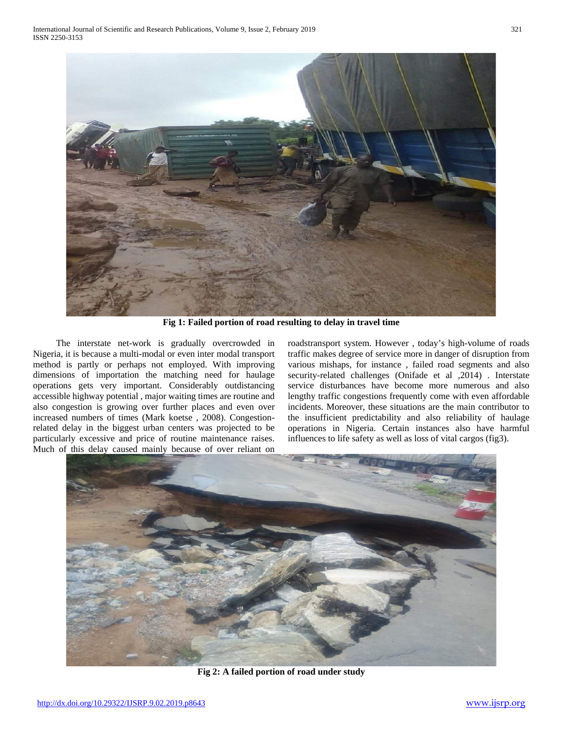Fig 1: Failed portion of road resulting to delay in travel time

The interstate net-work is gradually overcrowded in Nigeria, it is because a multi-modal or even inter modal transport method is partly or perhaps not employed. With improving dimensions of importation the matching need for haulage operations gets very important. Considerably outdistancing accessible highway potential , major waiting times are routine and also congestion is growing over further places and even over increased numbers of times (Mark koetse , 2008). Congestion-related delay in the biggest urban centers was projected to be particularly excessive and price of routine maintenance raises. Much of this delay caused mainly because of over reliant on roadstransport system. However , today's high-volume of roads traffic makes degree of service more in danger of disruption from various mishaps, for instance , failed road segments and also security-related challenges (Onifade et al ,2014) . Interstate service disturbances have become more numerous and also lengthy traffic congestions frequently come with even affordable incidents. Moreover, these situations are the main contributor to the insufficient predictability and also reliability of haulage operations in Nigeria. Certain instances also have harmful influences to life safety as well as loss of vital cargos (fig3).

Fig 2: A failed portion of road under study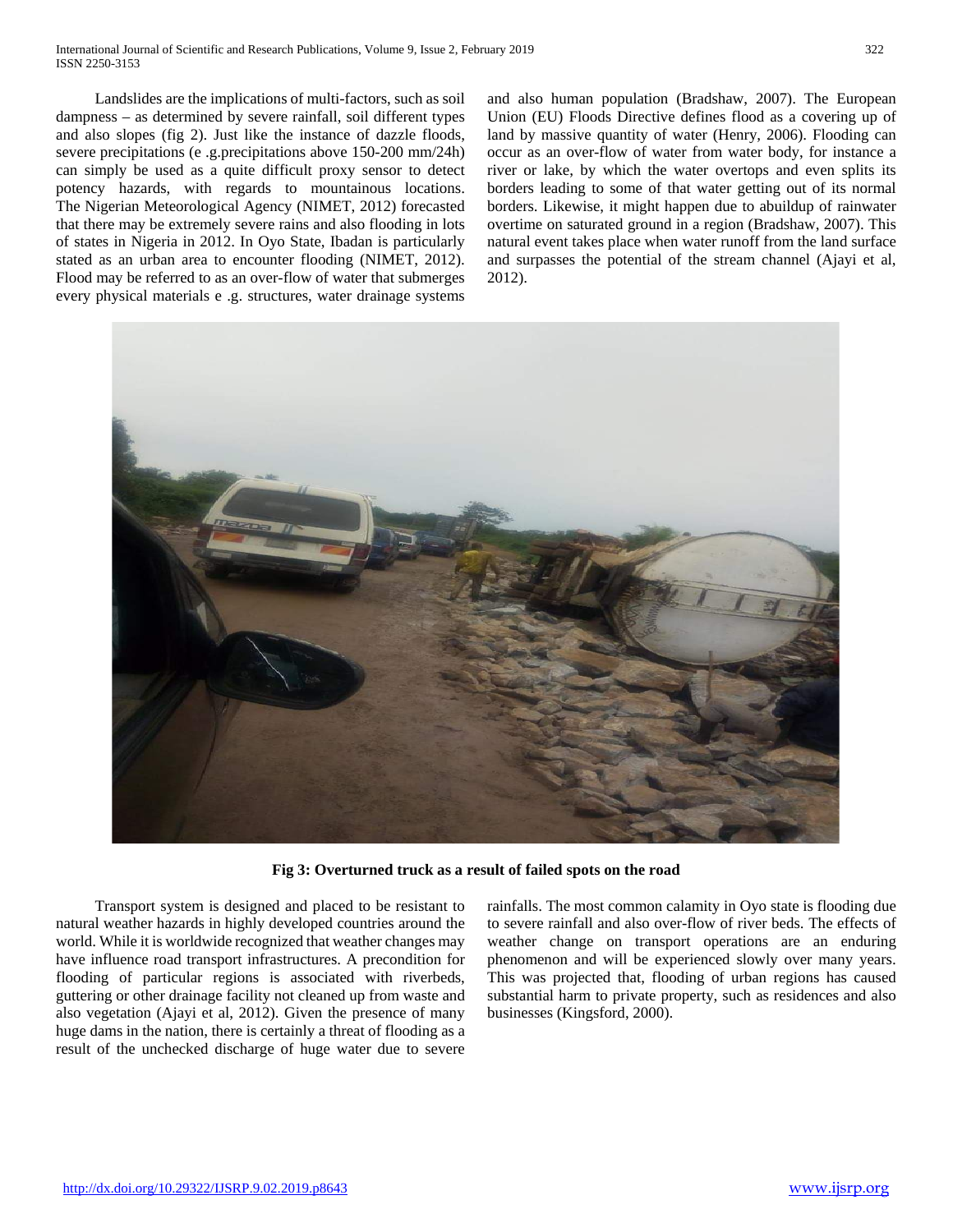Landslides are the implications of multi-factors, such as soil dampness – as determined by severe rainfall, soil different types and also slopes (fig 2). Just like the instance of dazzle floods, severe precipitations (e .g.precipitations above 150-200 mm/24h) can simply be used as a quite difficult proxy sensor to detect potency hazards, with regards to mountainous locations. The Nigerian Meteorological Agency (NIMET, 2012) forecasted that there may be extremely severe rains and also flooding in lots of states in Nigeria in 2012. In Oyo State, Ibadan is particularly stated as an urban area to encounter flooding (NIMET, 2012). Flood may be referred to as an over-flow of water that submerges every physical materials e .g. structures, water drainage systems and also human population (Bradshaw, 2007). The European Union (EU) Floods Directive defines flood as a covering up of land by massive quantity of water (Henry, 2006). Flooding can occur as an over-flow of water from water body, for instance a river or lake, by which the water overtops and even splits its borders leading to some of that water getting out of its normal borders. Likewise, it might happen due to abuildup of rainwater overtime on saturated ground in a region (Bradshaw, 2007). This natural event takes place when water runoff from the land surface and surpasses the potential of the stream channel (Ajayi et al, 2012).

**Fig 3: Overturned truck as a result of failed spots on the road**

Transport system is designed and placed to be resistant to natural weather hazards in highly developed countries around the world. While it is worldwide recognized that weather changes may have influence road transport infrastructures. A precondition for flooding of particular regions is associated with riverbeds, guttering or other drainage facility not cleaned up from waste and also vegetation (Ajayi et al, 2012). Given the presence of many huge dams in the nation, there is certainly a threat of flooding as a result of the unchecked discharge of huge water due to severe rainfalls. The most common calamity in Oyo state is flooding due to severe rainfall and also over-flow of river beds. The effects of weather change on transport operations are an enduring phenomenon and will be experienced slowly over many years. This was projected that, flooding of urban regions has caused substantial harm to private property, such as residences and also businesses (Kingsford, 2000).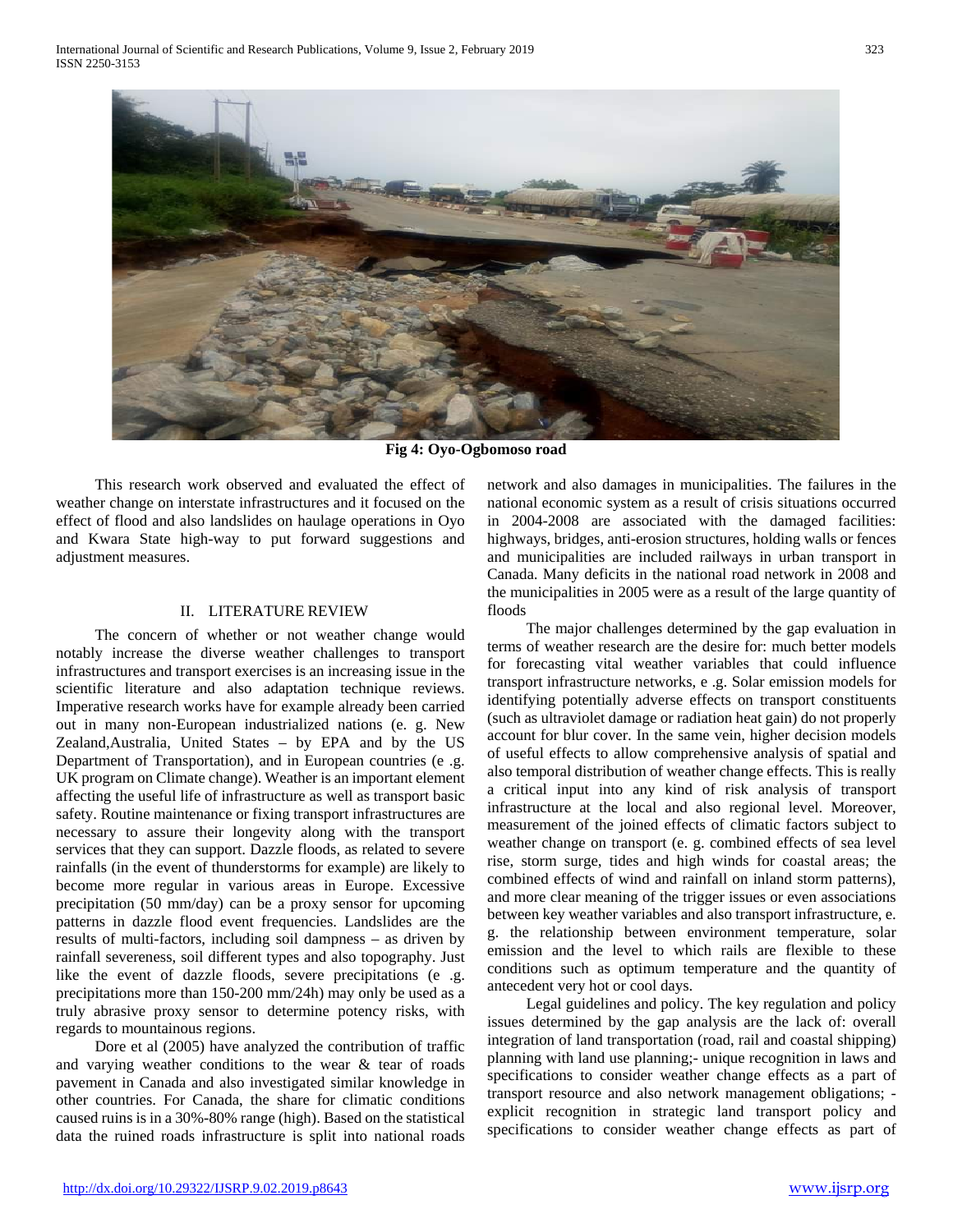Fig 4: Oyo-Ogbomoso road

This research work observed and evaluated the effect of weather change on interstate infrastructures and it focused on the effect of flood and also landslides on haulage operations in Oyo and Kwara State high-way to put forward suggestions and adjustment measures.

## II. LITERATURE REVIEW

The concern of whether or not weather change would notably increase the diverse weather challenges to transport infrastructures and transport exercises is an increasing issue in the scientific literature and also adaptation technique reviews. Imperative research works have for example already been carried out in many non-European industrialized nations (e. g. New Zealand,Australia, United States – by EPA and by the US Department of Transportation), and in European countries (e .g. UK program on Climate change). Weather is an important element affecting the useful life of infrastructure as well as transport basic safety. Routine maintenance or fixing transport infrastructures are necessary to assure their longevity along with the transport services that they can support. Dazzle floods, as related to severe rainfalls (in the event of thunderstorms for example) are likely to become more regular in various areas in Europe. Excessive precipitation (50 mm/day) can be a proxy sensor for upcoming patterns in dazzle flood event frequencies. Landslides are the results of multi-factors, including soil dampness – as driven by rainfall severeness, soil different types and also topography. Just like the event of dazzle floods, severe precipitations (e .g. precipitations more than 150-200 mm/24h) may only be used as a truly abrasive proxy sensor to determine potency risks, with regards to mountainous regions.

Dore et al (2005) have analyzed the contribution of traffic and varying weather conditions to the wear & tear of roads pavement in Canada and also investigated similar knowledge in other countries. For Canada, the share for climatic conditions caused ruins is in a 30%-80% range (high). Based on the statistical data the ruined roads infrastructure is split into national roads network and also damages in municipalities. The failures in the national economic system as a result of crisis situations occurred in 2004-2008 are associated with the damaged facilities: highways, bridges, anti-erosion structures, holding walls or fences and municipalities are included railways in urban transport in Canada. Many deficits in the national road network in 2008 and the municipalities in 2005 were as a result of the large quantity of floods

The major challenges determined by the gap evaluation in terms of weather research are the desire for: much better models for forecasting vital weather variables that could influence transport infrastructure networks, e .g. Solar emission models for identifying potentially adverse effects on transport constituents (such as ultraviolet damage or radiation heat gain) do not properly account for blur cover. In the same vein, higher decision models of useful effects to allow comprehensive analysis of spatial and also temporal distribution of weather change effects. This is really a critical input into any kind of risk analysis of transport infrastructure at the local and also regional level. Moreover, measurement of the joined effects of climatic factors subject to weather change on transport (e. g. combined effects of sea level rise, storm surge, tides and high winds for coastal areas; the combined effects of wind and rainfall on inland storm patterns), and more clear meaning of the trigger issues or even associations between key weather variables and also transport infrastructure, e. g. the relationship between environment temperature, solar emission and the level to which rails are flexible to these conditions such as optimum temperature and the quantity of antecedent very hot or cool days.

Legal guidelines and policy. The key regulation and policy issues determined by the gap analysis are the lack of: overall integration of land transportation (road, rail and coastal shipping) planning with land use planning;- unique recognition in laws and specifications to consider weather change effects as a part of transport resource and also network management obligations; - explicit recognition in strategic land transport policy and specifications to consider weather change effects as part of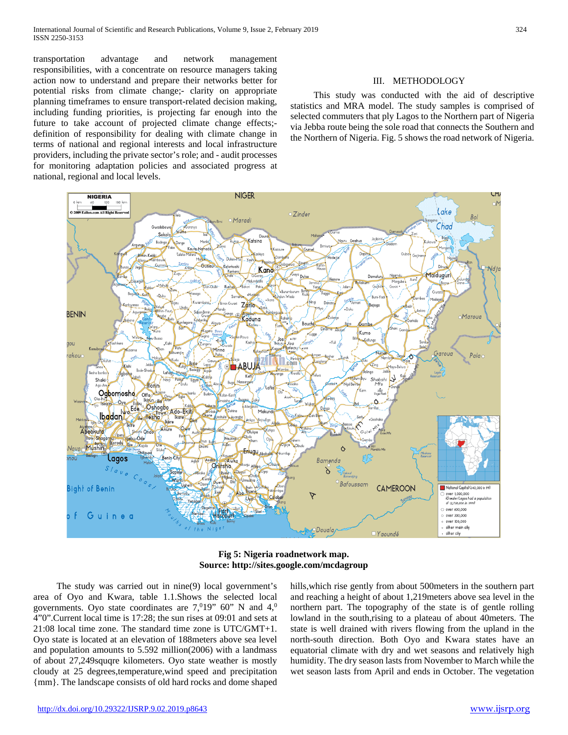transportation advantage and network management responsibilities, with a concentrate on resource managers taking action now to understand and prepare their networks better for potential risks from climate change;- clarity on appropriate planning timeframes to ensure transport-related decision making, including funding priorities, is projecting far enough into the future to take account of projected climate change effects;- definition of responsibility for dealing with climate change in terms of national and regional interests and local infrastructure providers, including the private sector's role; and - audit processes for monitoring adaptation policies and associated progress at national, regional and local levels.

## III. METHODOLOGY

This study was conducted with the aid of descriptive statistics and MRA model. The study samples is comprised of selected commuters that ply Lagos to the Northern part of Nigeria via Jebba route being the sole road that connects the Southern and the Northern of Nigeria. Fig. 5 shows the road network of Nigeria.

**Fig 5: Nigeria roadnetwork map.**
**Source: http://sites.google.com/mcdagroup**

The study was carried out in nine(9) local government's area of Oyo and Kwara, table 1.1.Shows the selected local governments. Oyo state coordinates are 7,$^0$19" 60" N and 4,$^0$ 4"0".Current local time is 17:28; the sun rises at 09:01 and sets at 21:08 local time zone. The standard time zone is UTC/GMT+1. Oyo state is located at an elevation of 188meters above sea level and population amounts to 5.592 million(2006) with a landmass of about 27,249squqre kilometers. Oyo state weather is mostly cloudy at 25 degrees,temperature,wind speed and precipitation {mm}. The landscape consists of old hard rocks and dome shaped hills,which rise gently from about 500meters in the southern part and reaching a height of about 1,219meters above sea level in the northern part. The topography of the state is of gentle rolling lowland in the south,rising to a plateau of about 40meters. The state is well drained with rivers flowing from the upland in the north-south direction. Both Oyo and Kwara states have an equatorial climate with dry and wet seasons and relatively high humidity. The dry season lasts from November to March while the wet season lasts from April and ends in October. The vegetation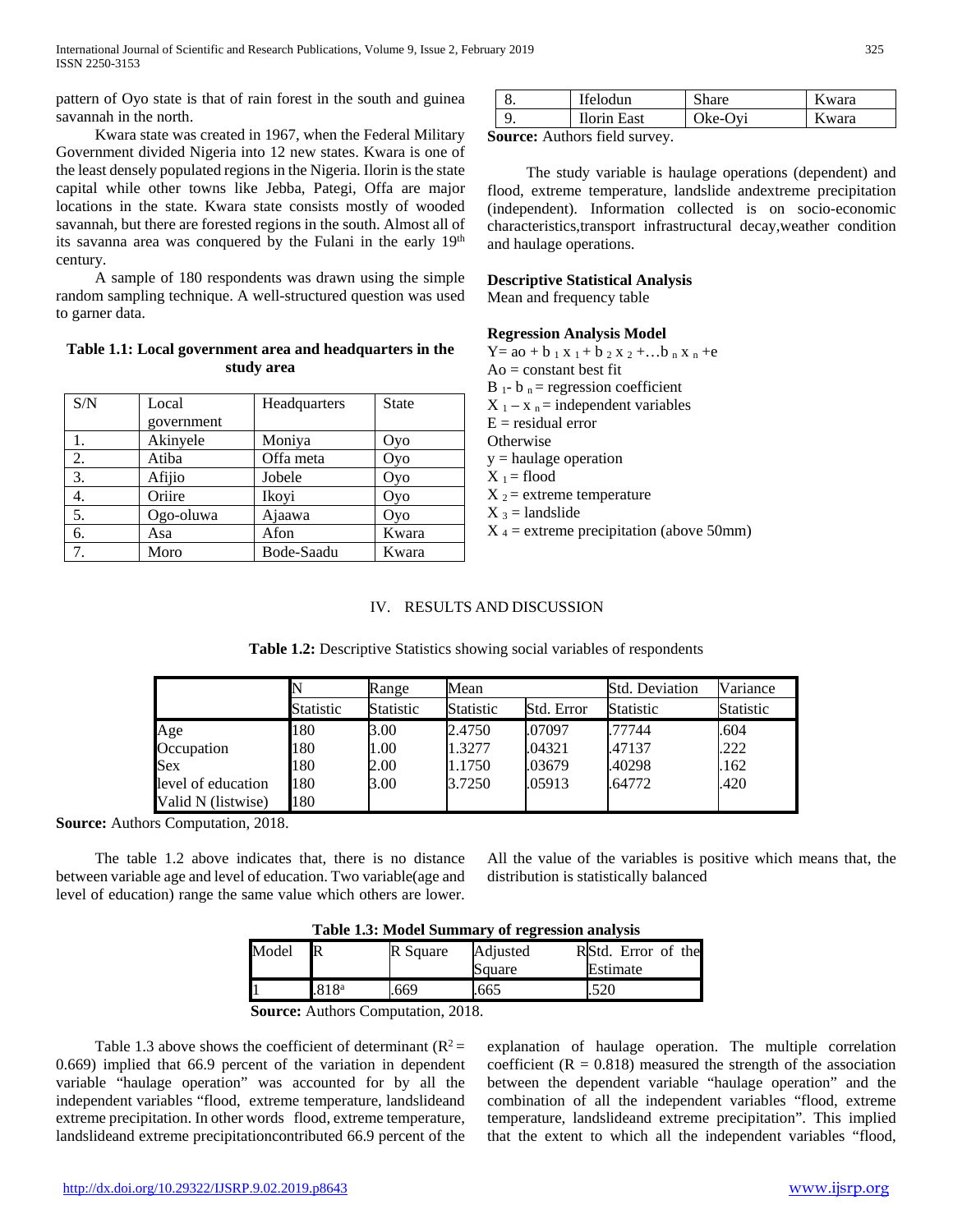pattern of Oyo state is that of rain forest in the south and guinea savannah in the north.

Kwara state was created in 1967, when the Federal Military Government divided Nigeria into 12 new states. Kwara is one of the least densely populated regions in the Nigeria. Ilorin is the state capital while other towns like Jebba, Pategi, Offa are major locations in the state. Kwara state consists mostly of wooded savannah, but there are forested regions in the south. Almost all of its savanna area was conquered by the Fulani in the early 19[th] century.

A sample of 180 respondents was drawn using the simple random sampling technique. A well-structured question was used to garner data.

**Table 1.1: Local government area and headquarters in the study area**

| S/N | Local government | Headquarters | State |
|---|---|---|---|
| 1. | Akinyele | Moniya | Oyo |
| 2. | Atiba | Offa meta | Oyo |
| 3. | Afijio | Jobele | Oyo |
| 4. | Oriire | Ikoyi | Oyo |
| 5. | Ogo-oluwa | Ajaawa | Oyo |
| 6. | Asa | Afon | Kwara |
| 7. | Moro | Bode-Saadu | Kwara |
| 8. | Ifelodun | Share | Kwara |
| 9. | Ilorin East | Oke-Oyi | Kwara |

**Source:** Authors field survey.

The study variable is haulage operations (dependent) and flood, extreme temperature, landslide andextreme precipitation (independent). Information collected is on socio-economic characteristics,transport infrastructural decay,weather condition and haulage operations.

**Descriptive Statistical Analysis**

Mean and frequency table

**Regression Analysis Model**

$Y = ao + b_1 x_1 + b_2 x_2 + \ldots b_n x_n + e$

Ao = constant best fit

$B_1 - b_n$ = regression coefficient

$X_1 - x_n$ = independent variables

E = residual error

Otherwise

y = haulage operation

$X_1$ = flood

$X_2$ = extreme temperature

$X_3$ = landslide

$X_4$ = extreme precipitation (above 50mm)

## IV. RESULTS AND DISCUSSION

**Table 1.2:** Descriptive Statistics showing social variables of respondents

| | N | Range | Mean | | Std. Deviation | Variance |
|---|---|---|---|---|---|---|
| | Statistic | Statistic | Statistic | Std. Error | Statistic | Statistic |
| Age | 180 | 3.00 | 2.4750 | .07097 | .77744 | .604 |
| Occupation | 180 | 1.00 | 1.3277 | .04321 | .47137 | .222 |
| Sex | 180 | 2.00 | 1.1750 | .03679 | .40298 | .162 |
| level of education | 180 | 3.00 | 3.7250 | .05913 | .64772 | .420 |
| Valid N (listwise) | 180 | | | | | |

**Source:** Authors Computation, 2018.

The table 1.2 above indicates that, there is no distance between variable age and level of education. Two variable(age and level of education) range the same value which others are lower. All the value of the variables is positive which means that, the distribution is statistically balanced

**Table 1.3: Model Summary of regression analysis**

| Model | R | R Square | Adjusted R Square | Std. Error of the Estimate |
|---|---|---|---|---|
| 1 | .818[a] | .669 | .665 | .520 |

**Source:** Authors Computation, 2018.

Table 1.3 above shows the coefficient of determinant ($R^2 = 0.669$) implied that 66.9 percent of the variation in dependent variable "haulage operation" was accounted for by all the independent variables "flood, extreme temperature, landslideand extreme precipitation. In other words flood, extreme temperature, landslideand extreme precipitationcontributed 66.9 percent of the explanation of haulage operation. The multiple correlation coefficient ($R = 0.818$) measured the strength of the association between the dependent variable "haulage operation" and the combination of all the independent variables "flood, extreme temperature, landslideand extreme precipitation". This implied that the extent to which all the independent variables "flood,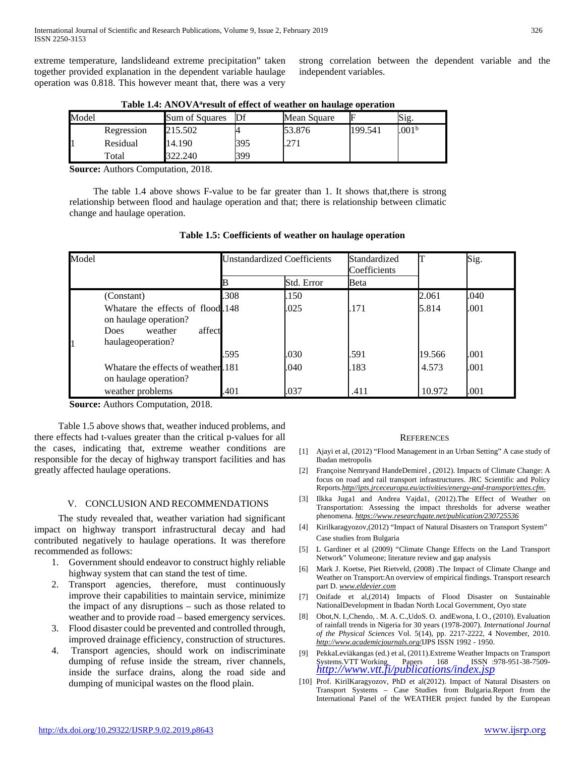extreme temperature, landslideand extreme precipitation" taken together provided explanation in the dependent variable haulage operation was 0.818. This however meant that, there was a very strong correlation between the dependent variable and the independent variables.

**Table 1.4: ANOVA[a]result of effect of weather on haulage operation**

| Model | | Sum of Squares | Df | Mean Square | F | Sig. |
|---|---|---|---|---|---|---|
| 1 | Regression | 215.502 | 4 | 53.876 | 199.541 | .001[b] |
| | Residual | 14.190 | 395 | .271 | | |
| | Total | 322.240 | 399 | | | |

**Source:** Authors Computation, 2018.

The table 1.4 above shows F-value to be far greater than 1. It shows that,there is strong relationship between flood and haulage operation and that; there is relationship between climatic change and haulage operation.

**Table 1.5: Coefficients of weather on haulage operation**

| Model | | Unstandardized Coefficients | | Standardized Coefficients | T | Sig. |
|---|---|---|---|---|---|---|
| | | B | Std. Error | Beta | | |
| 1 | (Constant) | .308 | .150 | | 2.061 | .040 |
| | Whatare the effects of flood on haulage operation? | .148 | .025 | .171 | 5.814 | .001 |
| | Does weather affect haulageoperation? | .595 | .030 | .591 | 19.566 | .001 |
| | Whatare the effects of weather on haulage operation? | .181 | .040 | .183 | 4.573 | .001 |
| | weather problems | .401 | .037 | .411 | 10.972 | .001 |

**Source:** Authors Computation, 2018.

Table 1.5 above shows that, weather induced problems, and there effects had t-values greater than the critical p-values for all the cases, indicating that, extreme weather conditions are responsible for the decay of highway transport facilities and has greatly affected haulage operations.

## V. CONCLUSION AND RECOMMENDATIONS

The study revealed that, weather variation had significant impact on highway transport infrastructural decay and had contributed negatively to haulage operations. It was therefore recommended as follows:

1. Government should endeavor to construct highly reliable highway system that can stand the test of time.
2. Transport agencies, therefore, must continuously improve their capabilities to maintain service, minimize the impact of any disruptions – such as those related to weather and to provide road – based emergency services.
3. Flood disaster could be prevented and controlled through, improved drainage efficiency, construction of structures.
4. Transport agencies, should work on indiscriminate dumping of refuse inside the stream, river channels, inside the surface drains, along the road side and dumping of municipal wastes on the flood plain.

## REFERENCES

[1] Ajayi et al, (2012) "Flood Management in an Urban Setting" A case study of Ibadan metropolis

[2] Françoise Nemryand HandeDemirel , (2012). Impacts of Climate Change: A focus on road and rail transport infrastructures. JRC Scientific and Policy Reports.*http//ipts.jrceceuropa.eu/activities/energy-and-transport/ettes.cfm.*

[3] Ilkka Juga1 and Andrea Vajda1, (2012).The Effect of Weather on Transportation: Assessing the impact thresholds for adverse weather phenomena. *https://www.researchgate.net/publication/230725536*

[4] Kirilkaragyozov,(2012) "Impact of Natural Disasters on Transport System" Case studies from Bulgaria

[5] L Gardiner et al (2009) "Climate Change Effects on the Land Transport Network" Volumeone; literature review and gap analysis

[6] Mark J. Koetse, Piet Rietveld, (2008) .The Impact of Climate Change and Weather on Transport:An overview of empirical findings. Transport research part D. *www.eldevier.com*

[7] Onifade et al,(2014) Impacts of Flood Disaster on Sustainable NationalDevelopment in Ibadan North Local Government, Oyo state

[8] Obot,N. I.,Chendo,. M. A. C.,UdoS. O. andEwona, I. O., (2010). Evaluation of rainfall trends in Nigeria for 30 years (1978-2007). *International Journal of the Physical Sciences* Vol. 5(14), pp. 2217-2222, 4 November, 2010. *http://www.academicjournals.org*/IJPS ISSN 1992 - 1950.

[9] PekkaLeviäkangas (ed.) et al, (2011).Extreme Weather Impacts on Transport Systems.VTT Working Papers 168 ISSN :978-951-38-7509- *http://www.vtt.fi/publications/index.jsp*

[10] Prof. KirilKaragyozov, PhD et al(2012). Impact of Natural Disasters on Transport Systems – Case Studies from Bulgaria.Report from the International Panel of the WEATHER project funded by the European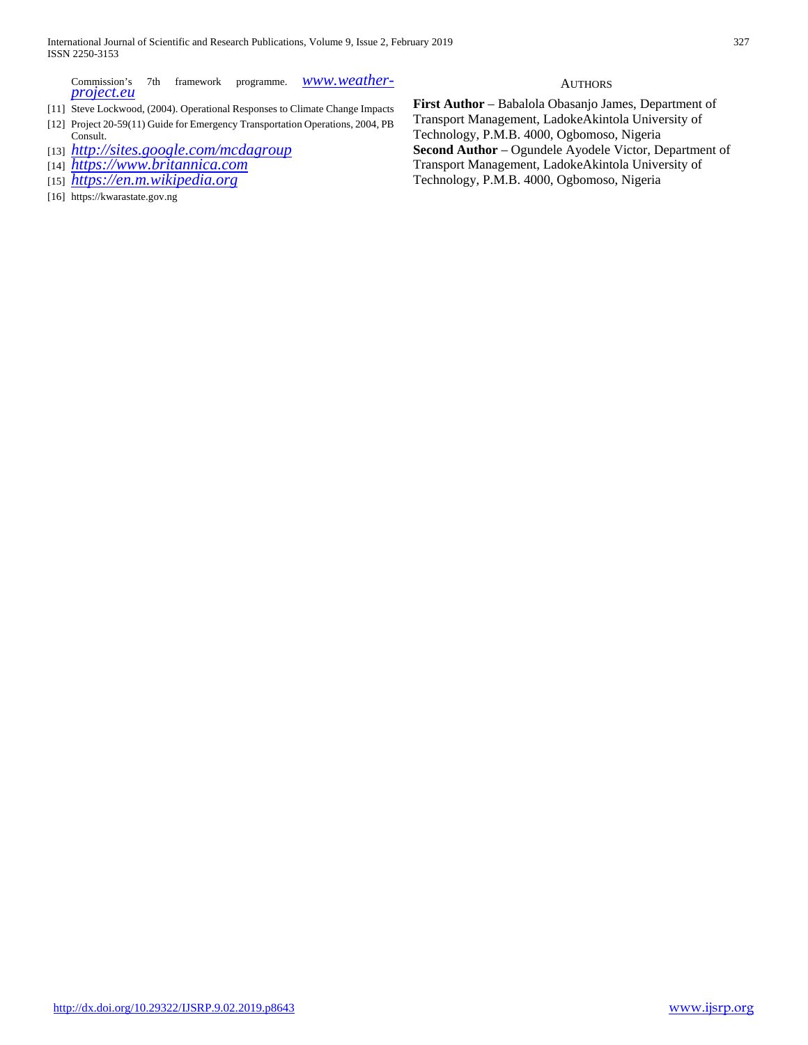Commission's 7th framework programme. *www.weather-project.eu*

[11] Steve Lockwood, (2004). Operational Responses to Climate Change Impacts

[12] Project 20-59(11) Guide for Emergency Transportation Operations, 2004, PB Consult.

[13] *http://sites.google.com/mcdagroup*

[14] *https://www.britannica.com*

[15] *https://en.m.wikipedia.org*

[16] https://kwarastate.gov.ng

## AUTHORS

**First Author** – Babalola Obasanjo James, Department of Transport Management, LadokeAkintola University of Technology, P.M.B. 4000, Ogbomoso, Nigeria

**Second Author** – Ogundele Ayodele Victor, Department of Transport Management, LadokeAkintola University of Technology, P.M.B. 4000, Ogbomoso, Nigeria